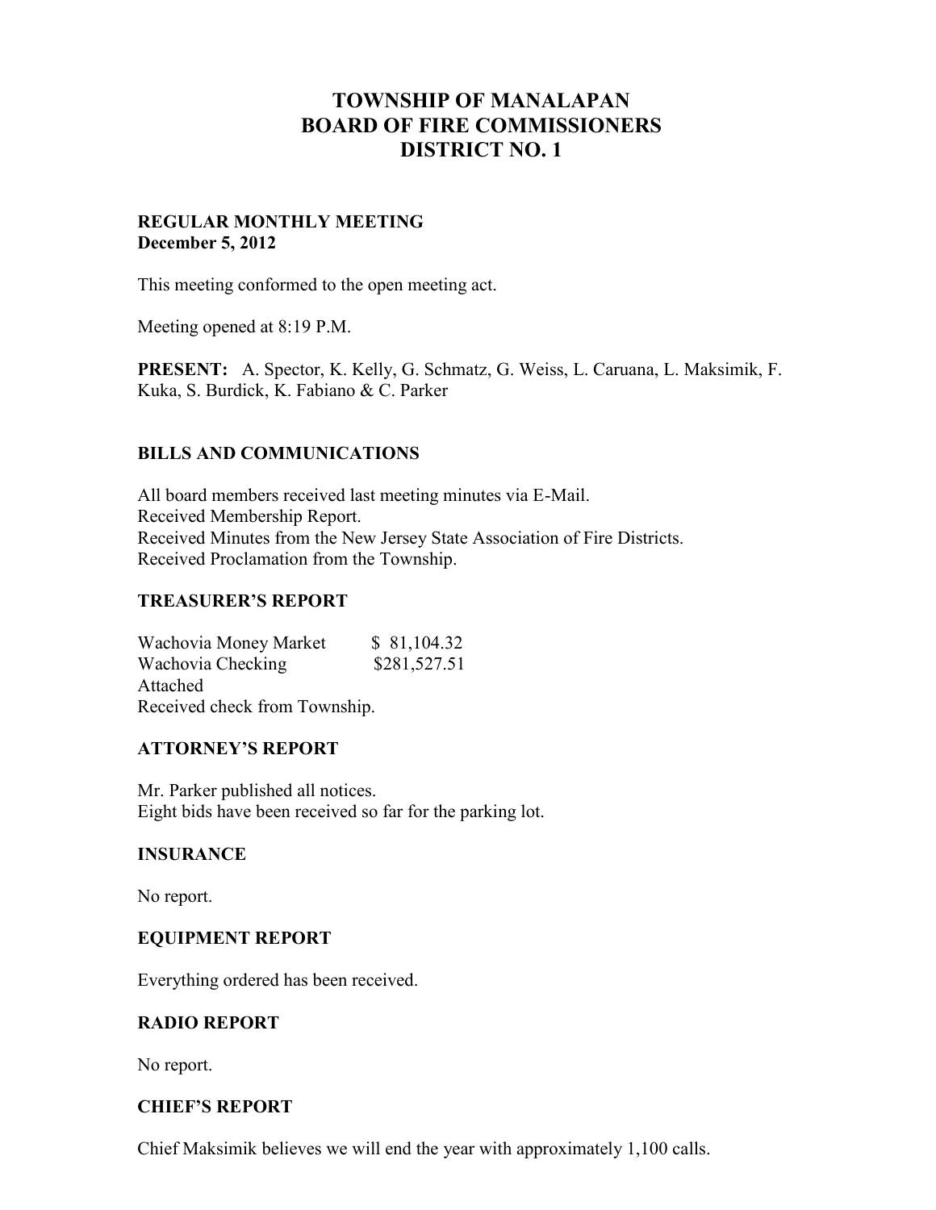# TOWNSHIP OF MANALAPAN
# BOARD OF FIRE COMMISSIONERS
# DISTRICT NO. 1

**REGULAR MONTHLY MEETING**
**December 5, 2012**

This meeting conformed to the open meeting act.

Meeting opened at 8:19 P.M.

**PRESENT:** A. Spector, K. Kelly, G. Schmatz, G. Weiss, L. Caruana, L. Maksimik, F. Kuka, S. Burdick, K. Fabiano & C. Parker

### BILLS AND COMMUNICATIONS

All board members received last meeting minutes via E-Mail.
Received Membership Report.
Received Minutes from the New Jersey State Association of Fire Districts.
Received Proclamation from the Township.

### TREASURER'S REPORT

| | |
|---|---|
| Wachovia Money Market | $ 81,104.32 |
| Wachovia Checking | $281,527.51 |

Attached
Received check from Township.

### ATTORNEY'S REPORT

Mr. Parker published all notices.
Eight bids have been received so far for the parking lot.

### INSURANCE

No report.

### EQUIPMENT REPORT

Everything ordered has been received.

### RADIO REPORT

No report.

### CHIEF'S REPORT

Chief Maksimik believes we will end the year with approximately 1,100 calls.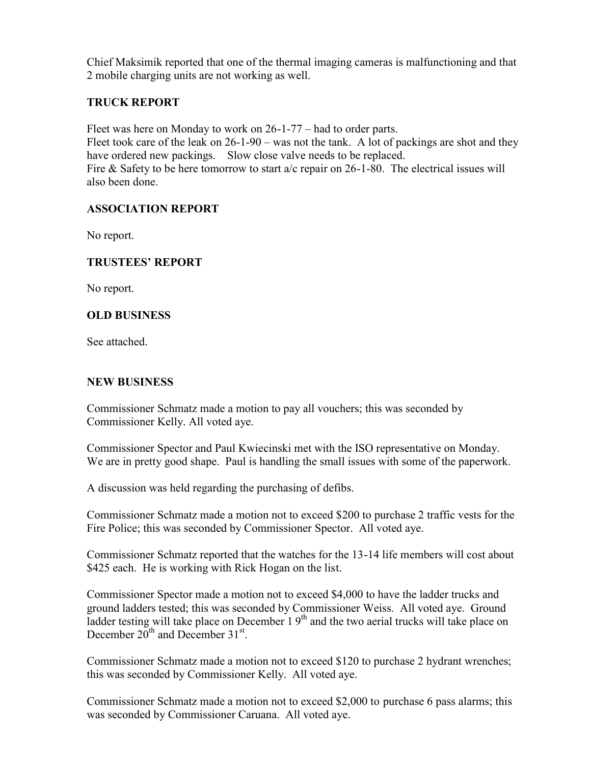Chief Maksimik reported that one of the thermal imaging cameras is malfunctioning and that 2 mobile charging units are not working as well.

## TRUCK REPORT

Fleet was here on Monday to work on 26-1-77 – had to order parts.
Fleet took care of the leak on 26-1-90 – was not the tank. A lot of packings are shot and they have ordered new packings. Slow close valve needs to be replaced.
Fire & Safety to be here tomorrow to start a/c repair on 26-1-80. The electrical issues will also been done.

## ASSOCIATION REPORT

No report.

## TRUSTEES' REPORT

No report.

## OLD BUSINESS

See attached.

## NEW BUSINESS

Commissioner Schmatz made a motion to pay all vouchers; this was seconded by Commissioner Kelly. All voted aye.

Commissioner Spector and Paul Kwiecinski met with the ISO representative on Monday. We are in pretty good shape. Paul is handling the small issues with some of the paperwork.

A discussion was held regarding the purchasing of defibs.

Commissioner Schmatz made a motion not to exceed $200 to purchase 2 traffic vests for the Fire Police; this was seconded by Commissioner Spector. All voted aye.

Commissioner Schmatz reported that the watches for the 13-14 life members will cost about $425 each. He is working with Rick Hogan on the list.

Commissioner Spector made a motion not to exceed $4,000 to have the ladder trucks and ground ladders tested; this was seconded by Commissioner Weiss. All voted aye. Ground ladder testing will take place on December 1 9th and the two aerial trucks will take place on December 20th and December 31st.

Commissioner Schmatz made a motion not to exceed $120 to purchase 2 hydrant wrenches; this was seconded by Commissioner Kelly. All voted aye.

Commissioner Schmatz made a motion not to exceed $2,000 to purchase 6 pass alarms; this was seconded by Commissioner Caruana. All voted aye.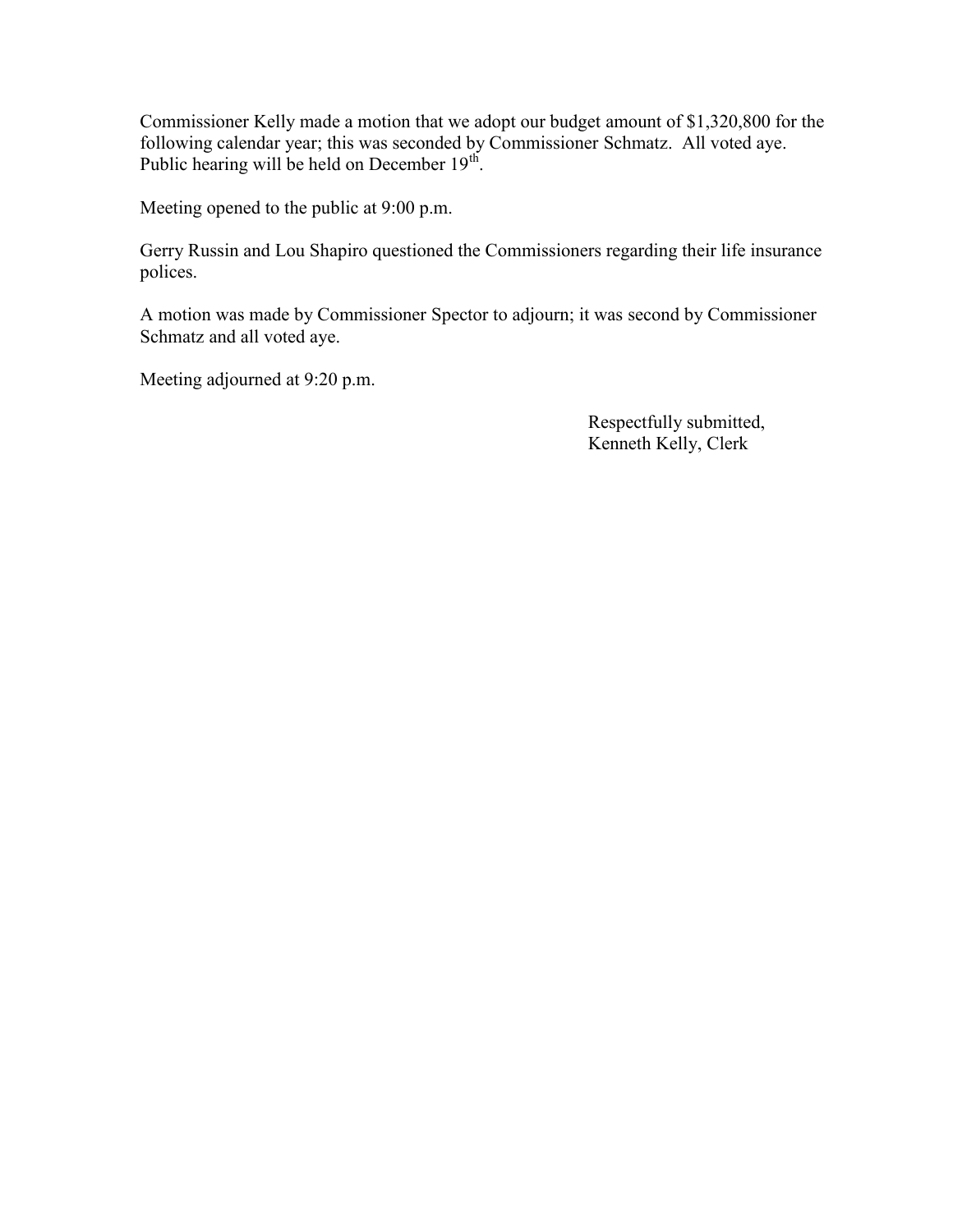Commissioner Kelly made a motion that we adopt our budget amount of $1,320,800 for the following calendar year; this was seconded by Commissioner Schmatz. All voted aye. Public hearing will be held on December 19th.

Meeting opened to the public at 9:00 p.m.

Gerry Russin and Lou Shapiro questioned the Commissioners regarding their life insurance polices.

A motion was made by Commissioner Spector to adjourn; it was second by Commissioner Schmatz and all voted aye.

Meeting adjourned at 9:20 p.m.

Respectfully submitted,
Kenneth Kelly, Clerk